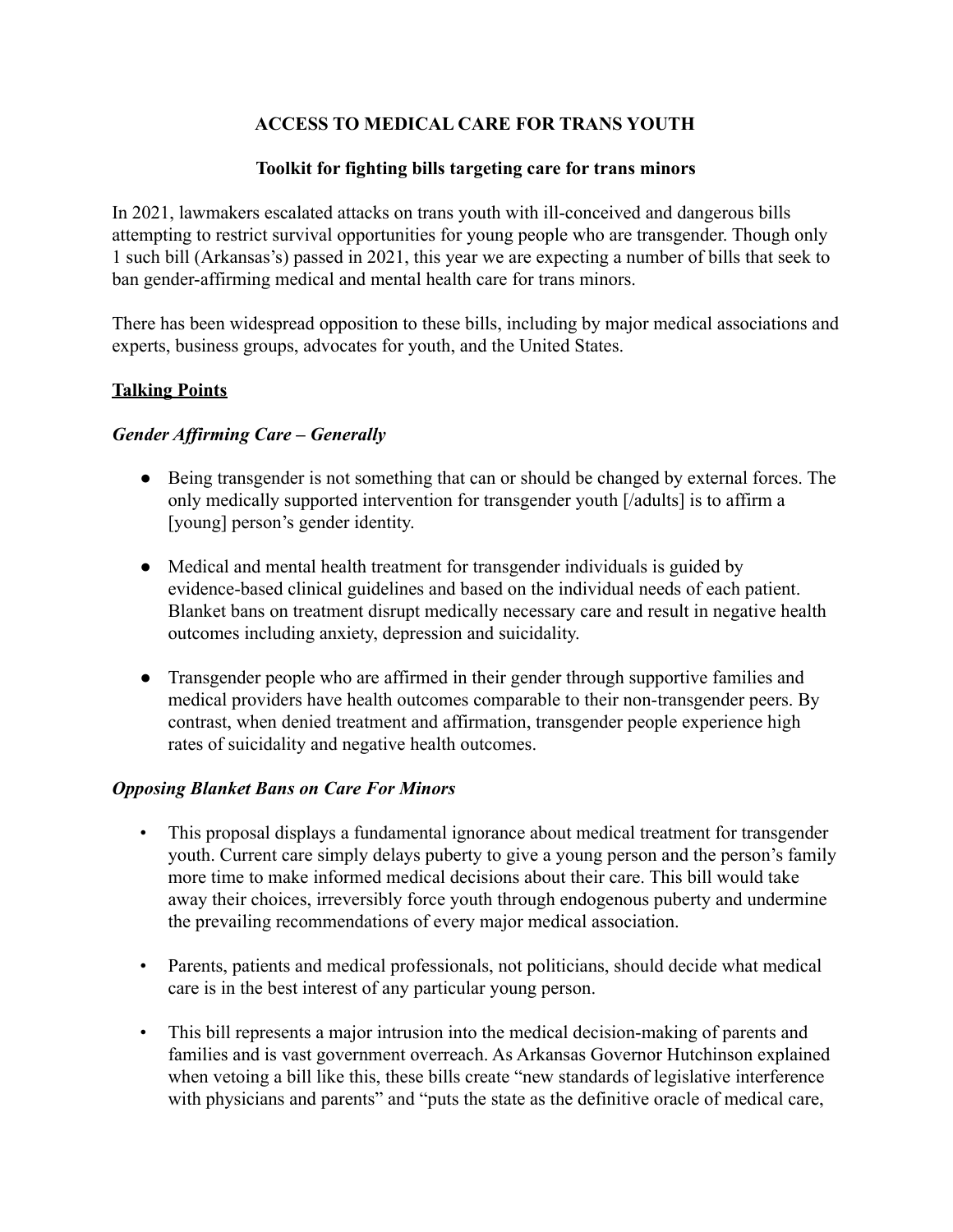**ACCESS TO MEDICAL CARE FOR TRANS YOUTH**

**Toolkit for fighting bills targeting care for trans minors**

In 2021, lawmakers escalated attacks on trans youth with ill-conceived and dangerous bills attempting to restrict survival opportunities for young people who are transgender. Though only 1 such bill (Arkansas's) passed in 2021, this year we are expecting a number of bills that seek to ban gender-affirming medical and mental health care for trans minors.

There has been widespread opposition to these bills, including by major medical associations and experts, business groups, advocates for youth, and the United States.

**<u>Talking Points</u>**

***Gender Affirming Care – Generally***

- Being transgender is not something that can or should be changed by external forces. The only medically supported intervention for transgender youth [/adults] is to affirm a [young] person's gender identity.

- Medical and mental health treatment for transgender individuals is guided by evidence-based clinical guidelines and based on the individual needs of each patient. Blanket bans on treatment disrupt medically necessary care and result in negative health outcomes including anxiety, depression and suicidality.

- Transgender people who are affirmed in their gender through supportive families and medical providers have health outcomes comparable to their non-transgender peers. By contrast, when denied treatment and affirmation, transgender people experience high rates of suicidality and negative health outcomes.

***Opposing Blanket Bans on Care For Minors***

- This proposal displays a fundamental ignorance about medical treatment for transgender youth. Current care simply delays puberty to give a young person and the person's family more time to make informed medical decisions about their care. This bill would take away their choices, irreversibly force youth through endogenous puberty and undermine the prevailing recommendations of every major medical association.

- Parents, patients and medical professionals, not politicians, should decide what medical care is in the best interest of any particular young person.

- This bill represents a major intrusion into the medical decision-making of parents and families and is vast government overreach. As Arkansas Governor Hutchinson explained when vetoing a bill like this, these bills create "new standards of legislative interference with physicians and parents" and "puts the state as the definitive oracle of medical care,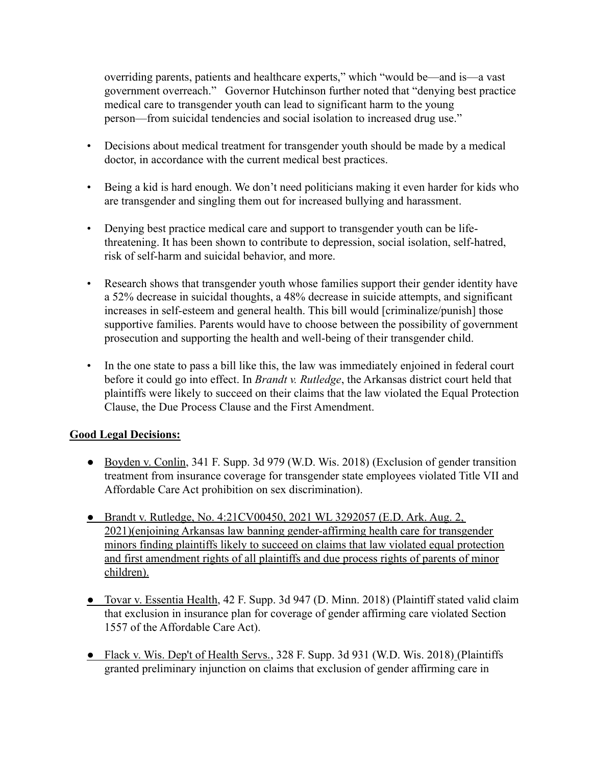overriding parents, patients and healthcare experts," which "would be—and is—a vast government overreach." Governor Hutchinson further noted that "denying best practice medical care to transgender youth can lead to significant harm to the young person—from suicidal tendencies and social isolation to increased drug use."

- Decisions about medical treatment for transgender youth should be made by a medical doctor, in accordance with the current medical best practices.

- Being a kid is hard enough. We don't need politicians making it even harder for kids who are transgender and singling them out for increased bullying and harassment.

- Denying best practice medical care and support to transgender youth can be life-threatening. It has been shown to contribute to depression, social isolation, self-hatred, risk of self-harm and suicidal behavior, and more.

- Research shows that transgender youth whose families support their gender identity have a 52% decrease in suicidal thoughts, a 48% decrease in suicide attempts, and significant increases in self-esteem and general health. This bill would [criminalize/punish] those supportive families. Parents would have to choose between the possibility of government prosecution and supporting the health and well-being of their transgender child.

- In the one state to pass a bill like this, the law was immediately enjoined in federal court before it could go into effect. In *Brandt v. Rutledge*, the Arkansas district court held that plaintiffs were likely to succeed on their claims that the law violated the Equal Protection Clause, the Due Process Clause and the First Amendment.

**Good Legal Decisions:**

- Boyden v. Conlin, 341 F. Supp. 3d 979 (W.D. Wis. 2018) (Exclusion of gender transition treatment from insurance coverage for transgender state employees violated Title VII and Affordable Care Act prohibition on sex discrimination).

- Brandt v. Rutledge, No. 4:21CV00450, 2021 WL 3292057 (E.D. Ark. Aug. 2, 2021)(enjoining Arkansas law banning gender-affirming health care for transgender minors finding plaintiffs likely to succeed on claims that law violated equal protection and first amendment rights of all plaintiffs and due process rights of parents of minor children).

- Tovar v. Essentia Health, 42 F. Supp. 3d 947 (D. Minn. 2018) (Plaintiff stated valid claim that exclusion in insurance plan for coverage of gender affirming care violated Section 1557 of the Affordable Care Act).

- Flack v. Wis. Dep't of Health Servs., 328 F. Supp. 3d 931 (W.D. Wis. 2018) (Plaintiffs granted preliminary injunction on claims that exclusion of gender affirming care in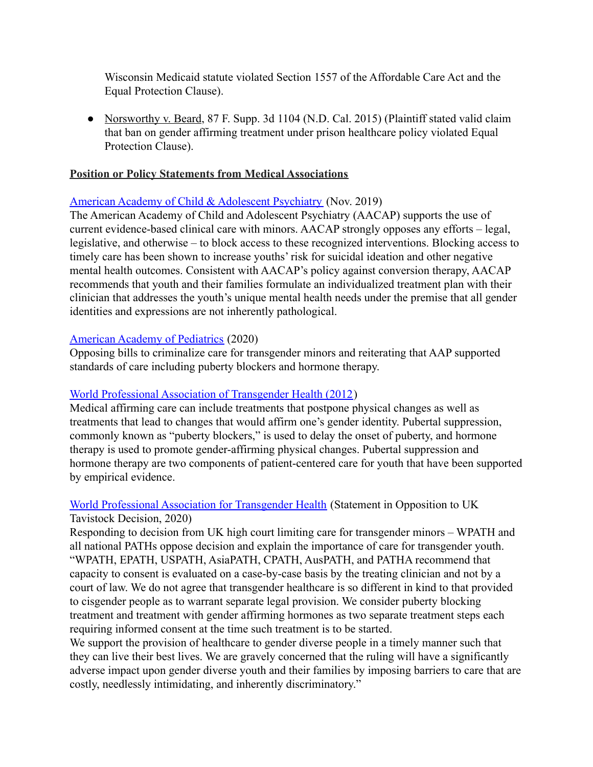Wisconsin Medicaid statute violated Section 1557 of the Affordable Care Act and the Equal Protection Clause).

- Norsworthy v. Beard, 87 F. Supp. 3d 1104 (N.D. Cal. 2015) (Plaintiff stated valid claim that ban on gender affirming treatment under prison healthcare policy violated Equal Protection Clause).

**Position or Policy Statements from Medical Associations**

American Academy of Child & Adolescent Psychiatry (Nov. 2019)
The American Academy of Child and Adolescent Psychiatry (AACAP) supports the use of current evidence-based clinical care with minors. AACAP strongly opposes any efforts – legal, legislative, and otherwise – to block access to these recognized interventions. Blocking access to timely care has been shown to increase youths' risk for suicidal ideation and other negative mental health outcomes. Consistent with AACAP's policy against conversion therapy, AACAP recommends that youth and their families formulate an individualized treatment plan with their clinician that addresses the youth's unique mental health needs under the premise that all gender identities and expressions are not inherently pathological.

American Academy of Pediatrics (2020)
Opposing bills to criminalize care for transgender minors and reiterating that AAP supported standards of care including puberty blockers and hormone therapy.

World Professional Association of Transgender Health (2012)
Medical affirming care can include treatments that postpone physical changes as well as treatments that lead to changes that would affirm one's gender identity. Pubertal suppression, commonly known as "puberty blockers," is used to delay the onset of puberty, and hormone therapy is used to promote gender-affirming physical changes. Pubertal suppression and hormone therapy are two components of patient-centered care for youth that have been supported by empirical evidence.

World Professional Association for Transgender Health (Statement in Opposition to UK Tavistock Decision, 2020)
Responding to decision from UK high court limiting care for transgender minors – WPATH and all national PATHs oppose decision and explain the importance of care for transgender youth. "WPATH, EPATH, USPATH, AsiaPATH, CPATH, AusPATH, and PATHA recommend that capacity to consent is evaluated on a case-by-case basis by the treating clinician and not by a court of law. We do not agree that transgender healthcare is so different in kind to that provided to cisgender people as to warrant separate legal provision. We consider puberty blocking treatment and treatment with gender affirming hormones as two separate treatment steps each requiring informed consent at the time such treatment is to be started.
We support the provision of healthcare to gender diverse people in a timely manner such that they can live their best lives. We are gravely concerned that the ruling will have a significantly adverse impact upon gender diverse youth and their families by imposing barriers to care that are costly, needlessly intimidating, and inherently discriminatory."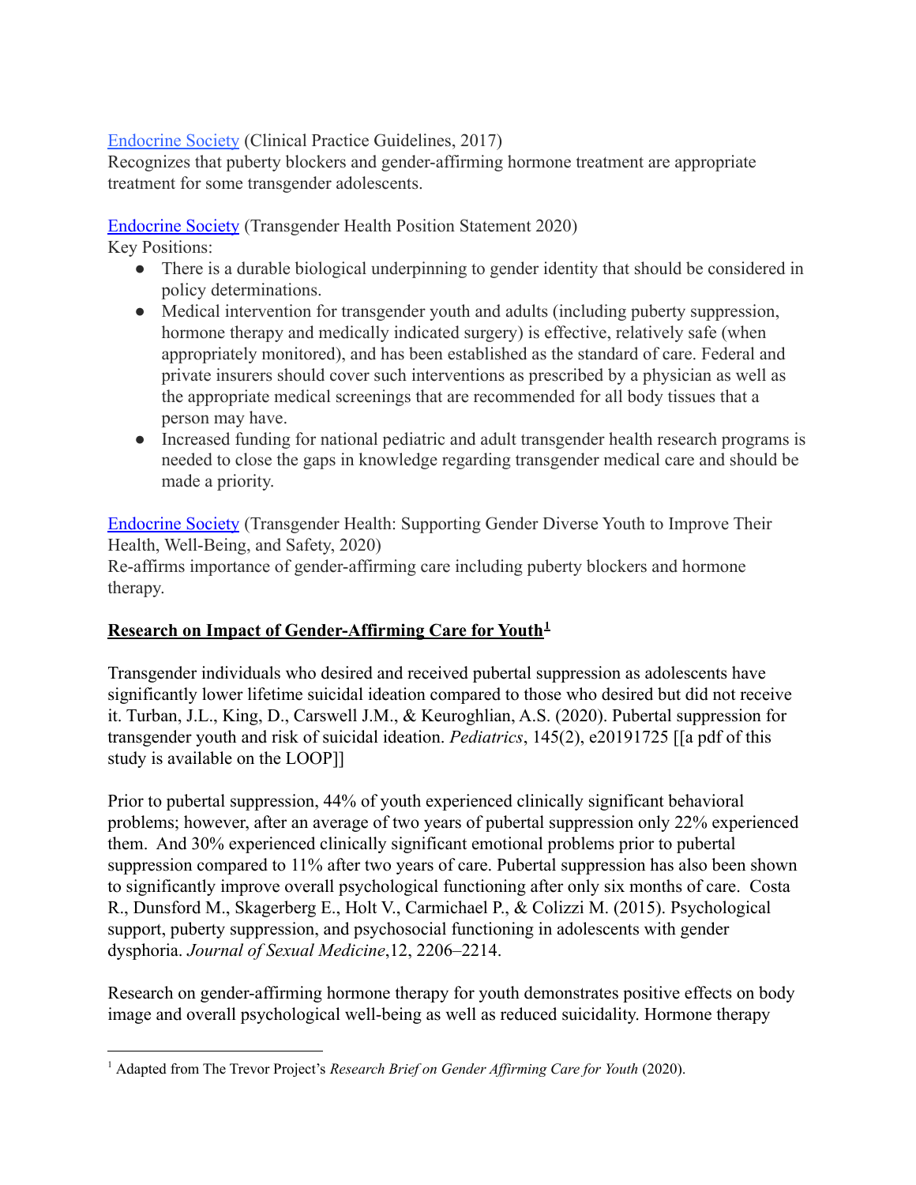[Endocrine Society](#) (Clinical Practice Guidelines, 2017)
Recognizes that puberty blockers and gender-affirming hormone treatment are appropriate treatment for some transgender adolescents.

[Endocrine Society](#) (Transgender Health Position Statement 2020)
Key Positions:

- There is a durable biological underpinning to gender identity that should be considered in policy determinations.
- Medical intervention for transgender youth and adults (including puberty suppression, hormone therapy and medically indicated surgery) is effective, relatively safe (when appropriately monitored), and has been established as the standard of care. Federal and private insurers should cover such interventions as prescribed by a physician as well as the appropriate medical screenings that are recommended for all body tissues that a person may have.
- Increased funding for national pediatric and adult transgender health research programs is needed to close the gaps in knowledge regarding transgender medical care and should be made a priority.

[Endocrine Society](#) (Transgender Health: Supporting Gender Diverse Youth to Improve Their Health, Well-Being, and Safety, 2020)
Re-affirms importance of gender-affirming care including puberty blockers and hormone therapy.

**Research on Impact of Gender-Affirming Care for Youth[1]**

Transgender individuals who desired and received pubertal suppression as adolescents have significantly lower lifetime suicidal ideation compared to those who desired but did not receive it. Turban, J.L., King, D., Carswell J.M., & Keuroghlian, A.S. (2020). Pubertal suppression for transgender youth and risk of suicidal ideation. *Pediatrics*, 145(2), e20191725 [[a pdf of this study is available on the LOOP]]

Prior to pubertal suppression, 44% of youth experienced clinically significant behavioral problems; however, after an average of two years of pubertal suppression only 22% experienced them. And 30% experienced clinically significant emotional problems prior to pubertal suppression compared to 11% after two years of care. Pubertal suppression has also been shown to significantly improve overall psychological functioning after only six months of care. Costa R., Dunsford M., Skagerberg E., Holt V., Carmichael P., & Colizzi M. (2015). Psychological support, puberty suppression, and psychosocial functioning in adolescents with gender dysphoria. *Journal of Sexual Medicine*,12, 2206–2214.

Research on gender-affirming hormone therapy for youth demonstrates positive effects on body image and overall psychological well-being as well as reduced suicidality. Hormone therapy

[1] Adapted from The Trevor Project's *Research Brief on Gender Affirming Care for Youth* (2020).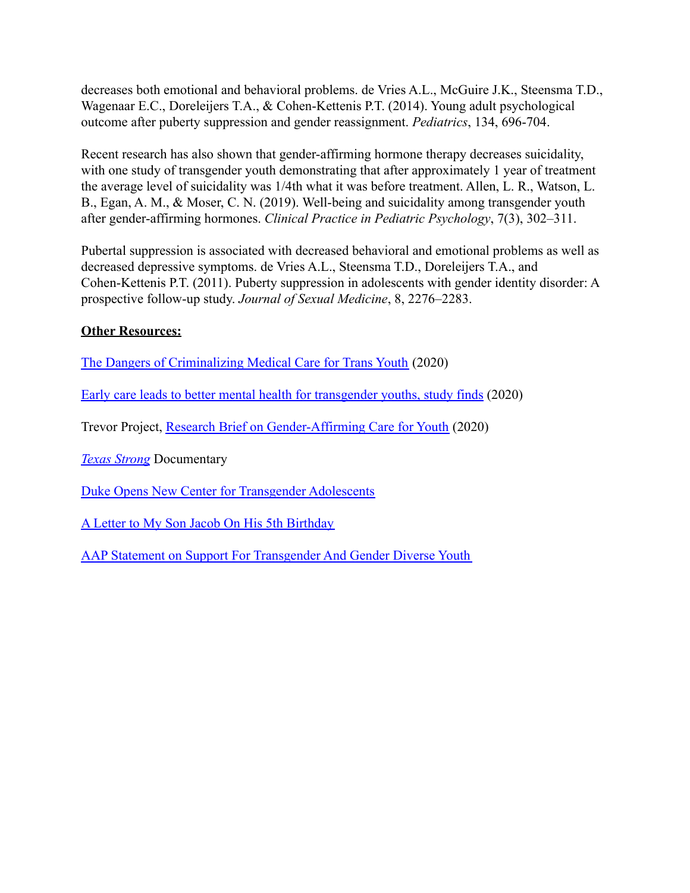decreases both emotional and behavioral problems. de Vries A.L., McGuire J.K., Steensma T.D., Wagenaar E.C., Doreleijers T.A., & Cohen-Kettenis P.T. (2014). Young adult psychological outcome after puberty suppression and gender reassignment. *Pediatrics*, 134, 696-704.

Recent research has also shown that gender-affirming hormone therapy decreases suicidality, with one study of transgender youth demonstrating that after approximately 1 year of treatment the average level of suicidality was 1/4th what it was before treatment. Allen, L. R., Watson, L. B., Egan, A. M., & Moser, C. N. (2019). Well-being and suicidality among transgender youth after gender-affirming hormones. *Clinical Practice in Pediatric Psychology*, 7(3), 302–311.

Pubertal suppression is associated with decreased behavioral and emotional problems as well as decreased depressive symptoms. de Vries A.L., Steensma T.D., Doreleijers T.A., and Cohen-Kettenis P.T. (2011). Puberty suppression in adolescents with gender identity disorder: A prospective follow-up study. *Journal of Sexual Medicine*, 8, 2276–2283.

**Other Resources:**

The Dangers of Criminalizing Medical Care for Trans Youth (2020)

Early care leads to better mental health for transgender youths, study finds (2020)

Trevor Project, Research Brief on Gender-Affirming Care for Youth (2020)

*Texas Strong* Documentary

Duke Opens New Center for Transgender Adolescents

A Letter to My Son Jacob On His 5th Birthday

AAP Statement on Support For Transgender And Gender Diverse Youth